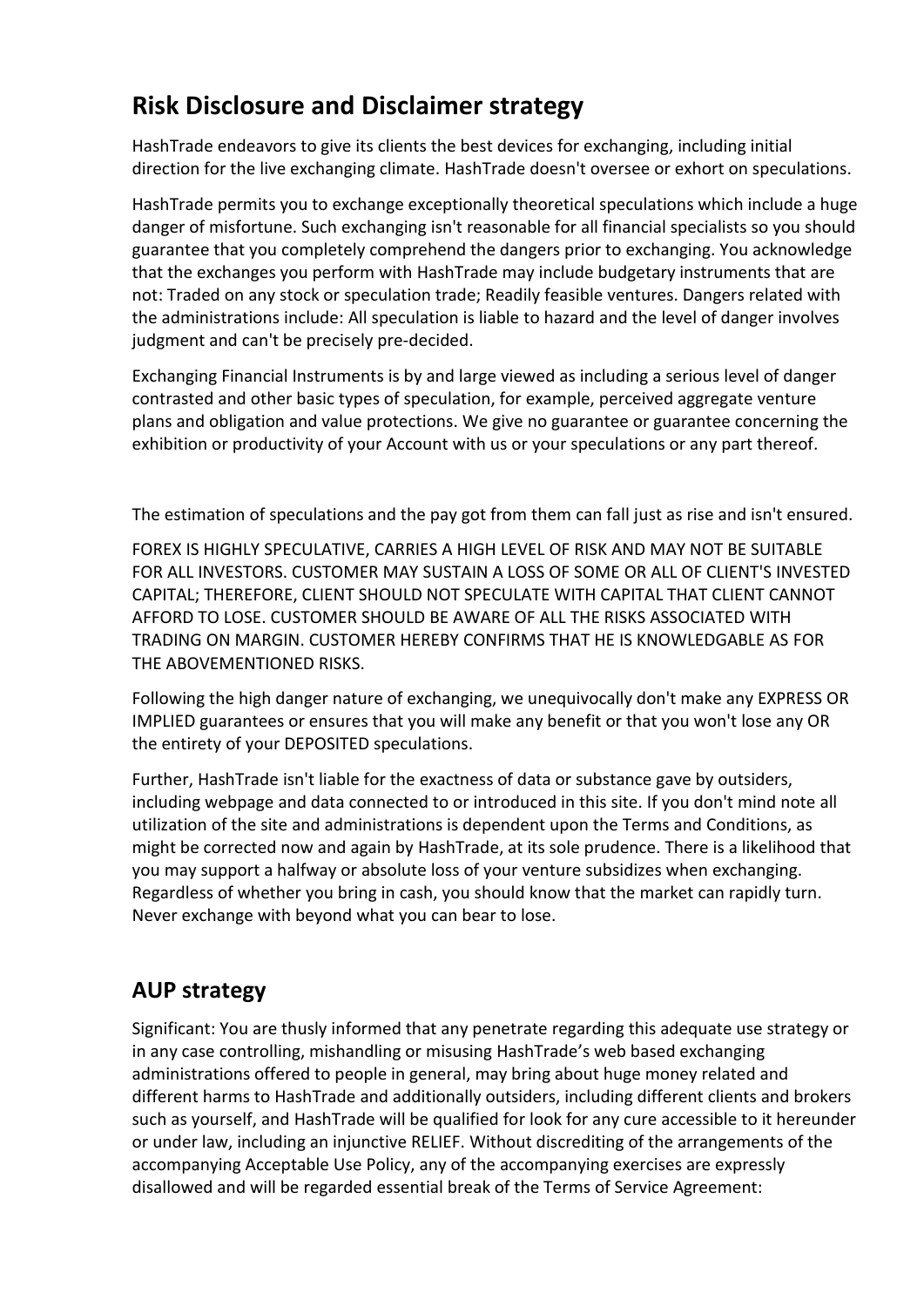## Risk Disclosure and Disclaimer strategy

HashTrade endeavors to give its clients the best devices for exchanging, including initial direction for the live exchanging climate. HashTrade doesn't oversee or exhort on speculations.

HashTrade permits you to exchange exceptionally theoretical speculations which include a huge danger of misfortune. Such exchanging isn't reasonable for all financial specialists so you should guarantee that you completely comprehend the dangers prior to exchanging. You acknowledge that the exchanges you perform with HashTrade may include budgetary instruments that are not: Traded on any stock or speculation trade; Readily feasible ventures. Dangers related with the administrations include: All speculation is liable to hazard and the level of danger involves judgment and can't be precisely pre-decided.

Exchanging Financial Instruments is by and large viewed as including a serious level of danger contrasted and other basic types of speculation, for example, perceived aggregate venture plans and obligation and value protections. We give no guarantee or guarantee concerning the exhibition or productivity of your Account with us or your speculations or any part thereof.

The estimation of speculations and the pay got from them can fall just as rise and isn't ensured.

FOREX IS HIGHLY SPECULATIVE, CARRIES A HIGH LEVEL OF RISK AND MAY NOT BE SUITABLE FOR ALL INVESTORS. CUSTOMER MAY SUSTAIN A LOSS OF SOME OR ALL OF CLIENT'S INVESTED CAPITAL; THEREFORE, CLIENT SHOULD NOT SPECULATE WITH CAPITAL THAT CLIENT CANNOT AFFORD TO LOSE. CUSTOMER SHOULD BE AWARE OF ALL THE RISKS ASSOCIATED WITH TRADING ON MARGIN. CUSTOMER HEREBY CONFIRMS THAT HE IS KNOWLEDGABLE AS FOR THE ABOVEMENTIONED RISKS.

Following the high danger nature of exchanging, we unequivocally don't make any EXPRESS OR IMPLIED guarantees or ensures that you will make any benefit or that you won't lose any OR the entirety of your DEPOSITED speculations.

Further, HashTrade isn't liable for the exactness of data or substance gave by outsiders, including webpage and data connected to or introduced in this site. If you don't mind note all utilization of the site and administrations is dependent upon the Terms and Conditions, as might be corrected now and again by HashTrade, at its sole prudence. There is a likelihood that you may support a halfway or absolute loss of your venture subsidizes when exchanging. Regardless of whether you bring in cash, you should know that the market can rapidly turn. Never exchange with beyond what you can bear to lose.

## AUP strategy

Significant: You are thusly informed that any penetrate regarding this adequate use strategy or in any case controlling, mishandling or misusing HashTrade's web based exchanging administrations offered to people in general, may bring about huge money related and different harms to HashTrade and additionally outsiders, including different clients and brokers such as yourself, and HashTrade will be qualified for look for any cure accessible to it hereunder or under law, including an injunctive RELIEF. Without discrediting of the arrangements of the accompanying Acceptable Use Policy, any of the accompanying exercises are expressly disallowed and will be regarded essential break of the Terms of Service Agreement: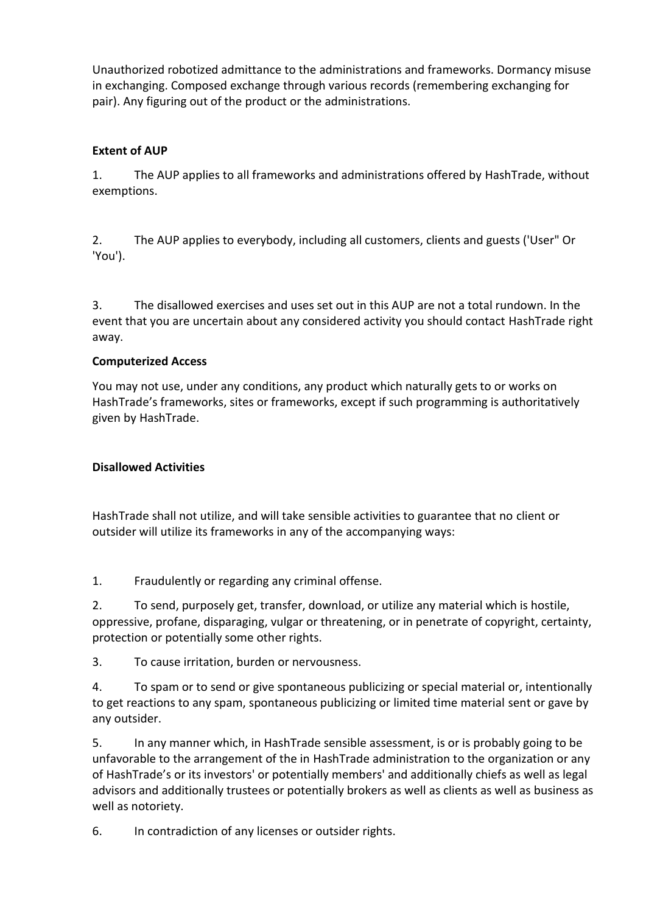Unauthorized robotized admittance to the administrations and frameworks. Dormancy misuse in exchanging. Composed exchange through various records (remembering exchanging for pair). Any figuring out of the product or the administrations.

**Extent of AUP**

1. The AUP applies to all frameworks and administrations offered by HashTrade, without exemptions.

2. The AUP applies to everybody, including all customers, clients and guests ('User" Or 'You').

3. The disallowed exercises and uses set out in this AUP are not a total rundown. In the event that you are uncertain about any considered activity you should contact HashTrade right away.

**Computerized Access**

You may not use, under any conditions, any product which naturally gets to or works on HashTrade's frameworks, sites or frameworks, except if such programming is authoritatively given by HashTrade.

**Disallowed Activities**

HashTrade shall not utilize, and will take sensible activities to guarantee that no client or outsider will utilize its frameworks in any of the accompanying ways:

1. Fraudulently or regarding any criminal offense.

2. To send, purposely get, transfer, download, or utilize any material which is hostile, oppressive, profane, disparaging, vulgar or threatening, or in penetrate of copyright, certainty, protection or potentially some other rights.

3. To cause irritation, burden or nervousness.

4. To spam or to send or give spontaneous publicizing or special material or, intentionally to get reactions to any spam, spontaneous publicizing or limited time material sent or gave by any outsider.

5. In any manner which, in HashTrade sensible assessment, is or is probably going to be unfavorable to the arrangement of the in HashTrade administration to the organization or any of HashTrade's or its investors' or potentially members' and additionally chiefs as well as legal advisors and additionally trustees or potentially brokers as well as clients as well as business as well as notoriety.

6. In contradiction of any licenses or outsider rights.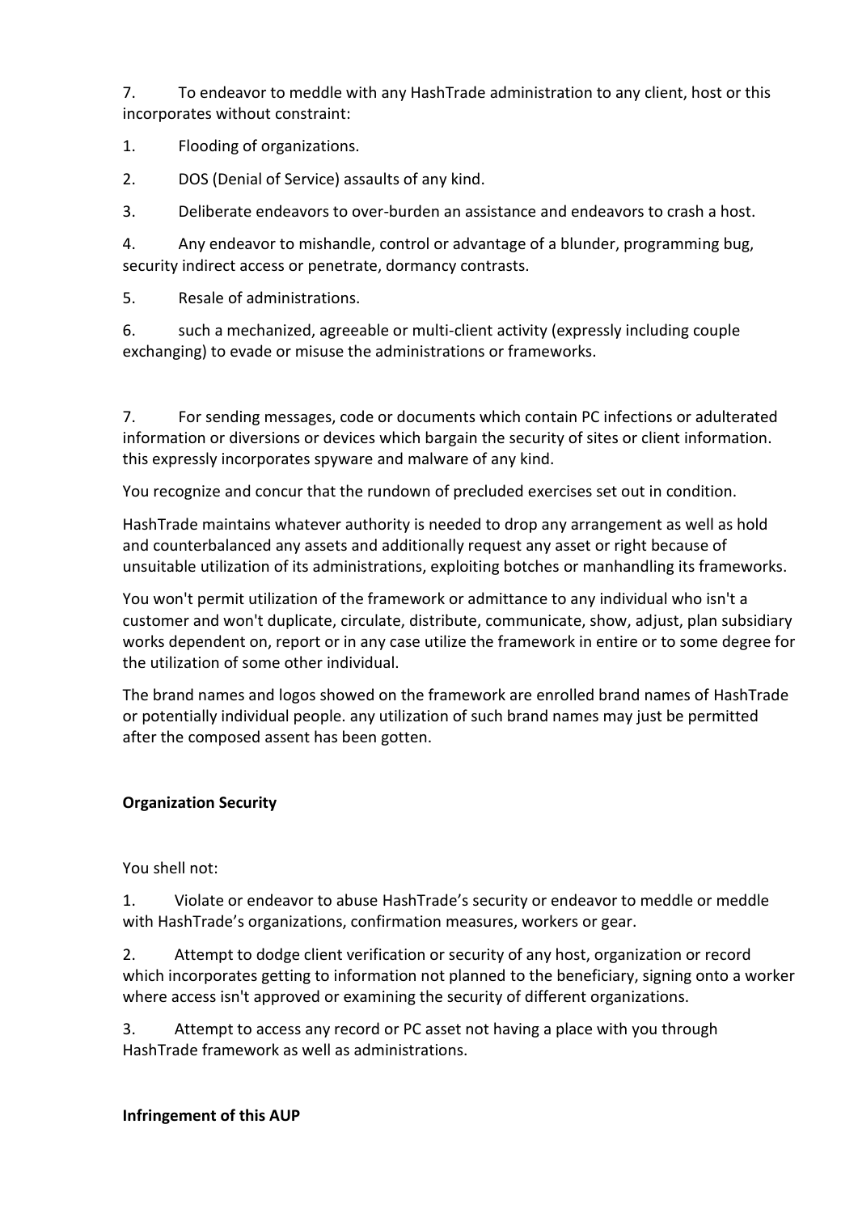7. To endeavor to meddle with any HashTrade administration to any client, host or this incorporates without constraint:

1. Flooding of organizations.
2. DOS (Denial of Service) assaults of any kind.
3. Deliberate endeavors to over-burden an assistance and endeavors to crash a host.
4. Any endeavor to mishandle, control or advantage of a blunder, programming bug, security indirect access or penetrate, dormancy contrasts.
5. Resale of administrations.
6. such a mechanized, agreeable or multi-client activity (expressly including couple exchanging) to evade or misuse the administrations or frameworks.

7. For sending messages, code or documents which contain PC infections or adulterated information or diversions or devices which bargain the security of sites or client information. this expressly incorporates spyware and malware of any kind.

You recognize and concur that the rundown of precluded exercises set out in condition.

HashTrade maintains whatever authority is needed to drop any arrangement as well as hold and counterbalanced any assets and additionally request any asset or right because of unsuitable utilization of its administrations, exploiting botches or manhandling its frameworks.

You won't permit utilization of the framework or admittance to any individual who isn't a customer and won't duplicate, circulate, distribute, communicate, show, adjust, plan subsidiary works dependent on, report or in any case utilize the framework in entire or to some degree for the utilization of some other individual.

The brand names and logos showed on the framework are enrolled brand names of HashTrade or potentially individual people. any utilization of such brand names may just be permitted after the composed assent has been gotten.

**Organization Security**

You shell not:

1. Violate or endeavor to abuse HashTrade's security or endeavor to meddle or meddle with HashTrade's organizations, confirmation measures, workers or gear.
2. Attempt to dodge client verification or security of any host, organization or record which incorporates getting to information not planned to the beneficiary, signing onto a worker where access isn't approved or examining the security of different organizations.
3. Attempt to access any record or PC asset not having a place with you through HashTrade framework as well as administrations.

**Infringement of this AUP**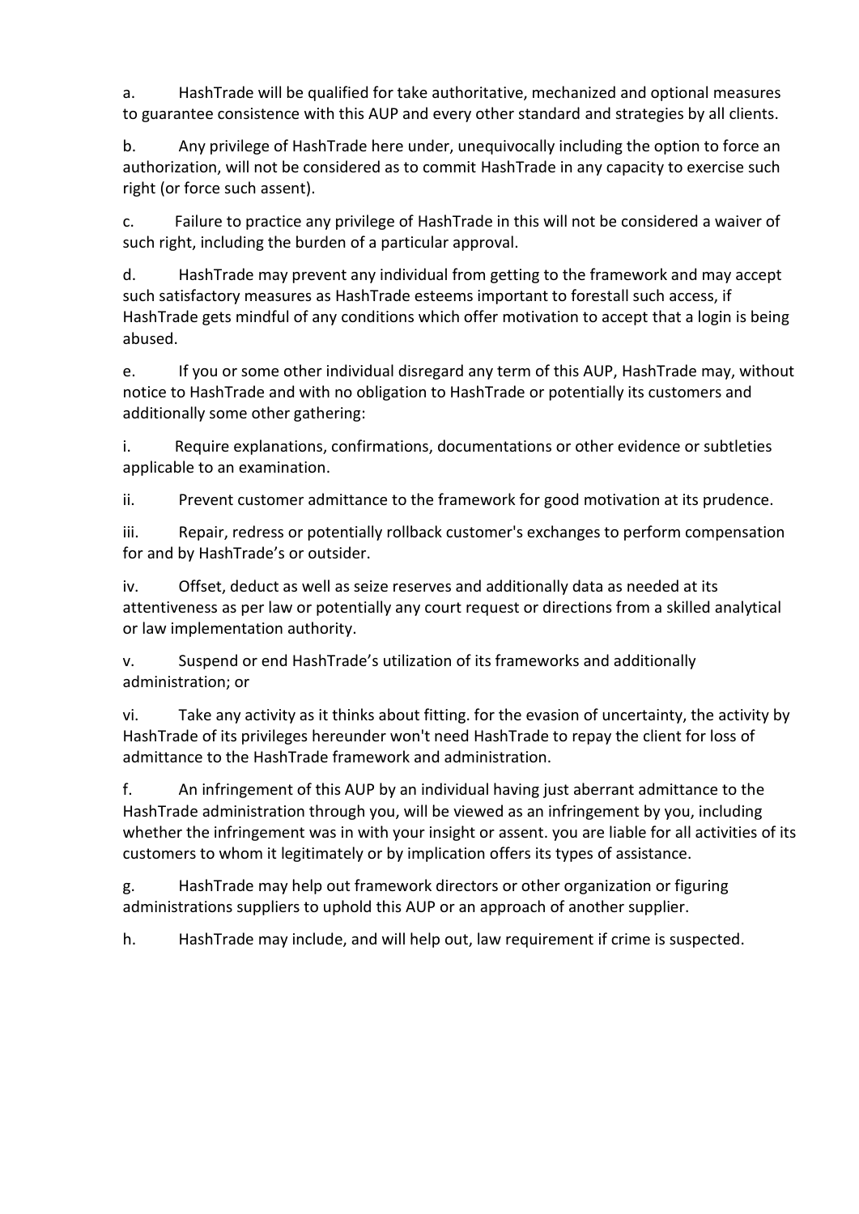a. HashTrade will be qualified for take authoritative, mechanized and optional measures to guarantee consistence with this AUP and every other standard and strategies by all clients.

b. Any privilege of HashTrade here under, unequivocally including the option to force an authorization, will not be considered as to commit HashTrade in any capacity to exercise such right (or force such assent).

c. Failure to practice any privilege of HashTrade in this will not be considered a waiver of such right, including the burden of a particular approval.

d. HashTrade may prevent any individual from getting to the framework and may accept such satisfactory measures as HashTrade esteems important to forestall such access, if HashTrade gets mindful of any conditions which offer motivation to accept that a login is being abused.

e. If you or some other individual disregard any term of this AUP, HashTrade may, without notice to HashTrade and with no obligation to HashTrade or potentially its customers and additionally some other gathering:

i. Require explanations, confirmations, documentations or other evidence or subtleties applicable to an examination.

ii. Prevent customer admittance to the framework for good motivation at its prudence.

iii. Repair, redress or potentially rollback customer's exchanges to perform compensation for and by HashTrade's or outsider.

iv. Offset, deduct as well as seize reserves and additionally data as needed at its attentiveness as per law or potentially any court request or directions from a skilled analytical or law implementation authority.

v. Suspend or end HashTrade's utilization of its frameworks and additionally administration; or

vi. Take any activity as it thinks about fitting. for the evasion of uncertainty, the activity by HashTrade of its privileges hereunder won't need HashTrade to repay the client for loss of admittance to the HashTrade framework and administration.

f. An infringement of this AUP by an individual having just aberrant admittance to the HashTrade administration through you, will be viewed as an infringement by you, including whether the infringement was in with your insight or assent. you are liable for all activities of its customers to whom it legitimately or by implication offers its types of assistance.

g. HashTrade may help out framework directors or other organization or figuring administrations suppliers to uphold this AUP or an approach of another supplier.

h. HashTrade may include, and will help out, law requirement if crime is suspected.